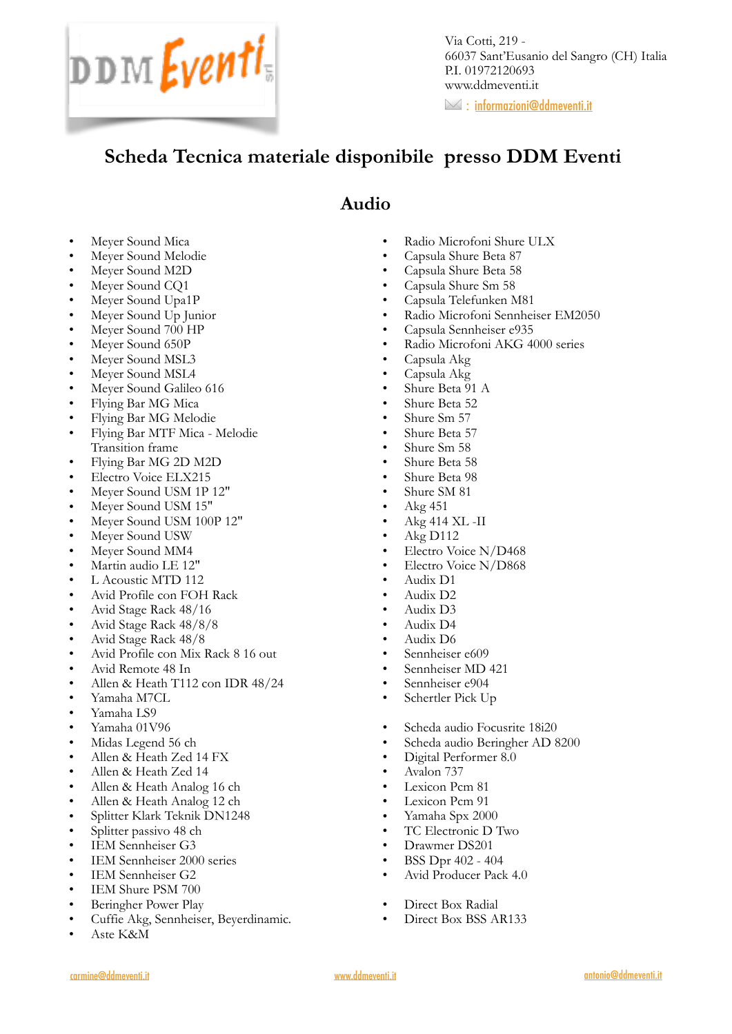Via Cotti, 219 -
66037 Sant'Eusanio del Sangro (CH) Italia
P.I. 01972120693
www.ddmeventi.it
: informazioni@ddmeventi.it

# Scheda Tecnica materiale disponibile presso DDM Eventi

## Audio

- Meyer Sound Mica
- Meyer Sound Melodie
- Meyer Sound M2D
- Meyer Sound CQ1
- Meyer Sound Upa1P
- Meyer Sound Up Junior
- Meyer Sound 700 HP
- Meyer Sound 650P
- Meyer Sound MSL3
- Meyer Sound MSL4
- Meyer Sound Galileo 616
- Flying Bar MG Mica
- Flying Bar MG Melodie
- Flying Bar MTF Mica - Melodie Transition frame
- Flying Bar MG 2D M2D
- Electro Voice ELX215
- Meyer Sound USM 1P 12"
- Meyer Sound USM 15"
- Meyer Sound USM 100P 12"
- Meyer Sound USW
- Meyer Sound MM4
- Martin audio LE 12"
- L Acoustic MTD 112
- Avid Profile con FOH Rack
- Avid Stage Rack 48/16
- Avid Stage Rack 48/8/8
- Avid Stage Rack 48/8
- Avid Profile con Mix Rack 8 16 out
- Avid Remote 48 In
- Allen & Heath T112 con IDR 48/24
- Yamaha M7CL
- Yamaha LS9
- Yamaha 01V96
- Midas Legend 56 ch
- Allen & Heath Zed 14 FX
- Allen & Heath Zed 14
- Allen & Heath Analog 16 ch
- Allen & Heath Analog 12 ch
- Splitter Klark Teknik DN1248
- Splitter passivo 48 ch
- IEM Sennheiser G3
- IEM Sennheiser 2000 series
- IEM Sennheiser G2
- IEM Shure PSM 700
- Beringher Power Play
- Cuffie Akg, Sennheiser, Beyerdinamic.
- Aste K&M

- Radio Microfoni Shure ULX
- Capsula Shure Beta 87
- Capsula Shure Beta 58
- Capsula Shure Sm 58
- Capsula Telefunken M81
- Radio Microfoni Sennheiser EM2050
- Capsula Sennheiser e935
- Radio Microfoni AKG 4000 series
- Capsula Akg
- Capsula Akg
- Shure Beta 91 A
- Shure Beta 52
- Shure Sm 57
- Shure Beta 57
- Shure Sm 58
- Shure Beta 58
- Shure Beta 98
- Shure SM 81
- Akg 451
- Akg 414 XL -II
- Akg D112
- Electro Voice N/D468
- Electro Voice N/D868
- Audix D1
- Audix D2
- Audix D3
- Audix D4
- Audix D6
- Sennheiser e609
- Sennheiser MD 421
- Sennheiser e904
- Schertler Pick Up

- Scheda audio Focusrite 18i20
- Scheda audio Beringher AD 8200
- Digital Performer 8.0
- Avalon 737
- Lexicon Pcm 81
- Lexicon Pcm 91
- Yamaha Spx 2000
- TC Electronic D Two
- Drawmer DS201
- BSS Dpr 402 - 404
- Avid Producer Pack 4.0

- Direct Box Radial
- Direct Box BSS AR133

carmine@ddmeventi.it www.ddmeventi.it antonio@ddmeventi.it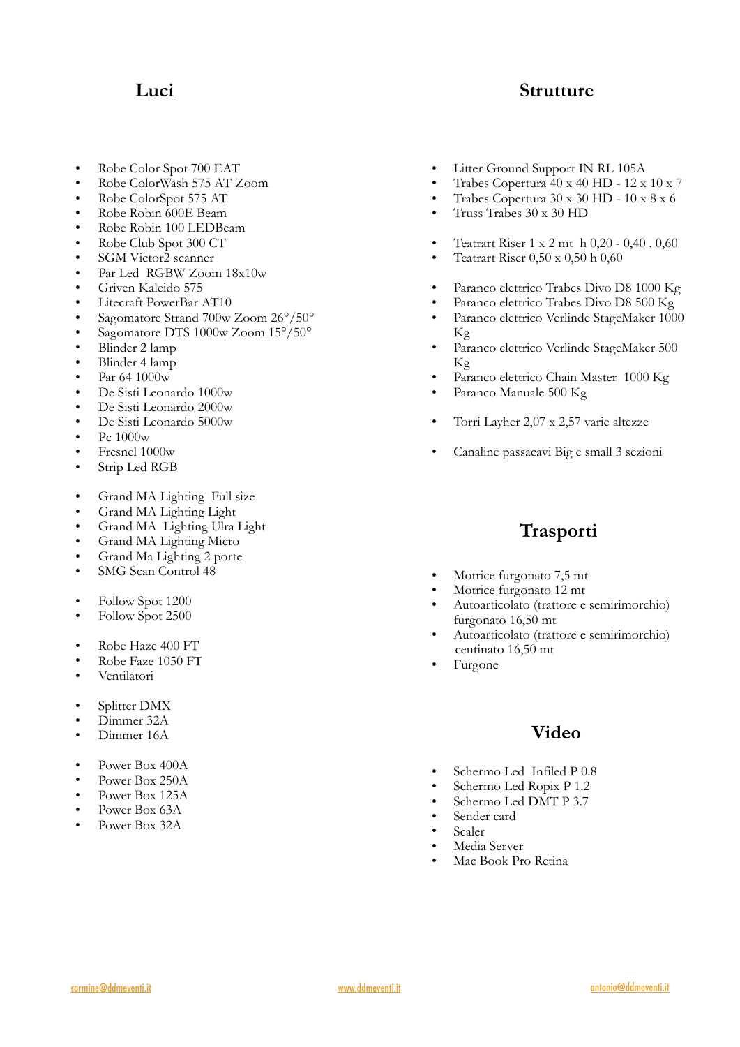## Luci

- Robe Color Spot 700 EAT
- Robe ColorWash 575 AT Zoom
- Robe ColorSpot 575 AT
- Robe Robin 600E Beam
- Robe Robin 100 LEDBeam
- Robe Club Spot 300 CT
- SGM Victor2 scanner
- Par Led RGBW Zoom 18x10w
- Griven Kaleido 575
- Litecraft PowerBar AT10
- Sagomatore Strand 700w Zoom 26°/50°
- Sagomatore DTS 1000w Zoom 15°/50°
- Blinder 2 lamp
- Blinder 4 lamp
- Par 64 1000w
- De Sisti Leonardo 1000w
- De Sisti Leonardo 2000w
- De Sisti Leonardo 5000w
- Pc 1000w
- Fresnel 1000w
- Strip Led RGB

- Grand MA Lighting Full size
- Grand MA Lighting Light
- Grand MA Lighting Ulra Light
- Grand MA Lighting Micro
- Grand Ma Lighting 2 porte
- SMG Scan Control 48

- Follow Spot 1200
- Follow Spot 2500

- Robe Haze 400 FT
- Robe Faze 1050 FT
- Ventilatori

- Splitter DMX
- Dimmer 32A
- Dimmer 16A

- Power Box 400A
- Power Box 250A
- Power Box 125A
- Power Box 63A
- Power Box 32A

## Strutture

- Litter Ground Support IN RL 105A
- Trabes Copertura 40 x 40 HD - 12 x 10 x 7
- Trabes Copertura 30 x 30 HD - 10 x 8 x 6
- Truss Trabes 30 x 30 HD

- Teatrart Riser 1 x 2 mt h 0,20 - 0,40 . 0,60
- Teatrart Riser 0,50 x 0,50 h 0,60

- Paranco elettrico Trabes Divo D8 1000 Kg
- Paranco elettrico Trabes Divo D8 500 Kg
- Paranco elettrico Verlinde StageMaker 1000 Kg
- Paranco elettrico Verlinde StageMaker 500 Kg
- Paranco elettrico Chain Master 1000 Kg
- Paranco Manuale 500 Kg

- Torri Layher 2,07 x 2,57 varie altezze

- Canaline passacavi Big e small 3 sezioni

## Trasporti

- Motrice furgonato 7,5 mt
- Motrice furgonato 12 mt
- Autoarticolato (trattore e semirimorchio) furgonato 16,50 mt
- Autoarticolato (trattore e semirimorchio) centinato 16,50 mt
- Furgone

## Video

- Schermo Led Infiled P 0.8
- Schermo Led Ropix P 1.2
- Schermo Led DMT P 3.7
- Sender card
- Scaler
- Media Server
- Mac Book Pro Retina

carmine@ddmeventi.it www.ddmeventi.it antonio@ddmeventi.it